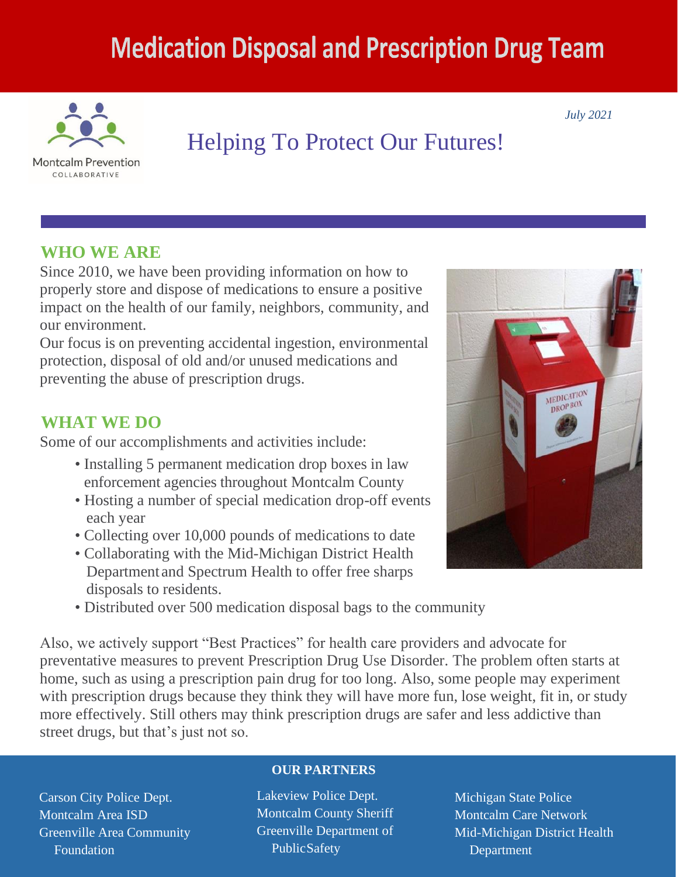# Medication Disposal and Prescription Drug Team

Montcalm Prevention COLLABORATIVE

*July 2021*

## Helping To Protect Our Futures!

### WHO WE ARE

Since 2010, we have been providing information on how to properly store and dispose of medications to ensure a positive impact on the health of our family, neighbors, community, and our environment.

Our focus is on preventing accidental ingestion, environmental protection, disposal of old and/or unused medications and preventing the abuse of prescription drugs.

### WHAT WE DO

Some of our accomplishments and activities include:

- Installing 5 permanent medication drop boxes in law enforcement agencies throughout Montcalm County
- Hosting a number of special medication drop-off events each year
- Collecting over 10,000 pounds of medications to date
- Collaborating with the Mid-Michigan District Health Department and Spectrum Health to offer free sharps disposals to residents.
- Distributed over 500 medication disposal bags to the community

Also, we actively support "Best Practices" for health care providers and advocate for preventative measures to prevent Prescription Drug Use Disorder. The problem often starts at home, such as using a prescription pain drug for too long. Also, some people may experiment with prescription drugs because they think they will have more fun, lose weight, fit in, or study more effectively. Still others may think prescription drugs are safer and less addictive than street drugs, but that's just not so.

### OUR PARTNERS

Carson City Police Dept.
Montcalm Area ISD
Greenville Area Community Foundation
Lakeview Police Dept.
Montcalm County Sheriff
Greenville Department of Public Safety
Michigan State Police
Montcalm Care Network
Mid-Michigan District Health Department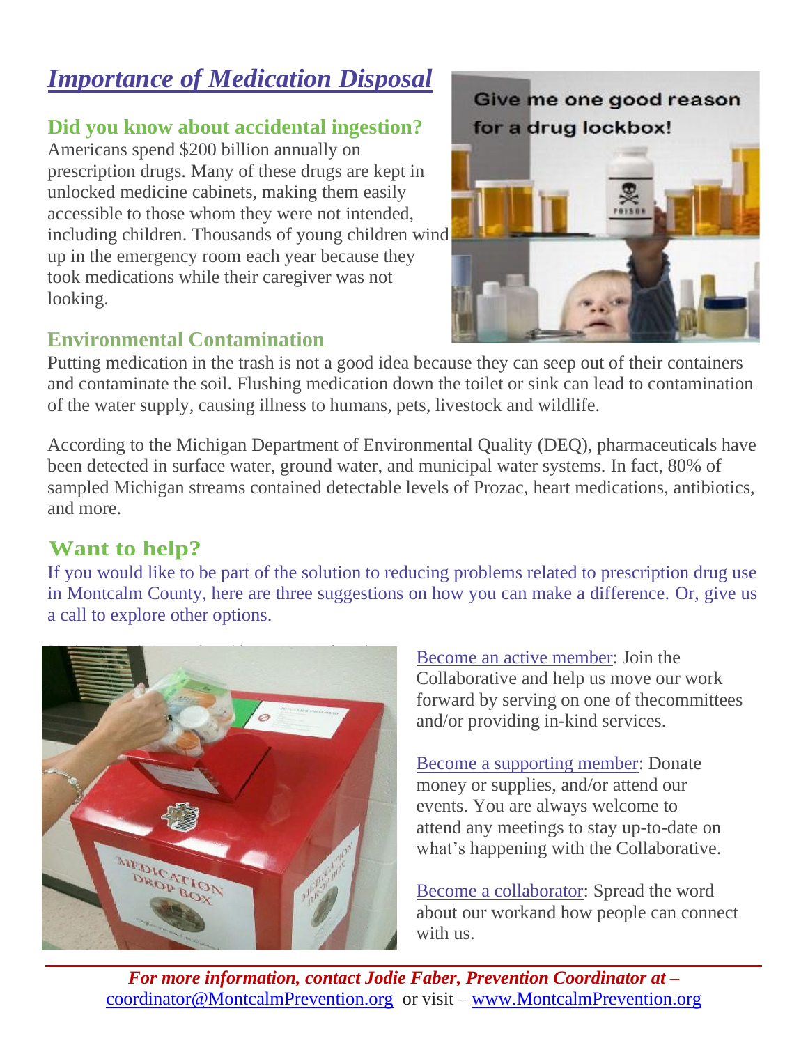# *Importance of Medication Disposal*

### Did you know about accidental ingestion?

Americans spend $200 billion annually on prescription drugs. Many of these drugs are kept in unlocked medicine cabinets, making them easily accessible to those whom they were not intended, including children. Thousands of young children wind up in the emergency room each year because they took medications while their caregiver was not looking.

### Environmental Contamination

Putting medication in the trash is not a good idea because they can seep out of their containers and contaminate the soil. Flushing medication down the toilet or sink can lead to contamination of the water supply, causing illness to humans, pets, livestock and wildlife.

According to the Michigan Department of Environmental Quality (DEQ), pharmaceuticals have been detected in surface water, ground water, and municipal water systems. In fact, 80% of sampled Michigan streams contained detectable levels of Prozac, heart medications, antibiotics, and more.

## Want to help?

If you would like to be part of the solution to reducing problems related to prescription drug use in Montcalm County, here are three suggestions on how you can make a difference. Or, give us a call to explore other options.

Become an active member: Join the Collaborative and help us move our work forward by serving on one of thecommittees and/or providing in-kind services.

Become a supporting member: Donate money or supplies, and/or attend our events. You are always welcome to attend any meetings to stay up-to-date on what's happening with the Collaborative.

Become a collaborator: Spread the word about our workand how people can connect with us.

***For more information, contact Jodie Faber, Prevention Coordinator at –***
coordinator@MontcalmPrevention.org or visit – www.MontcalmPrevention.org